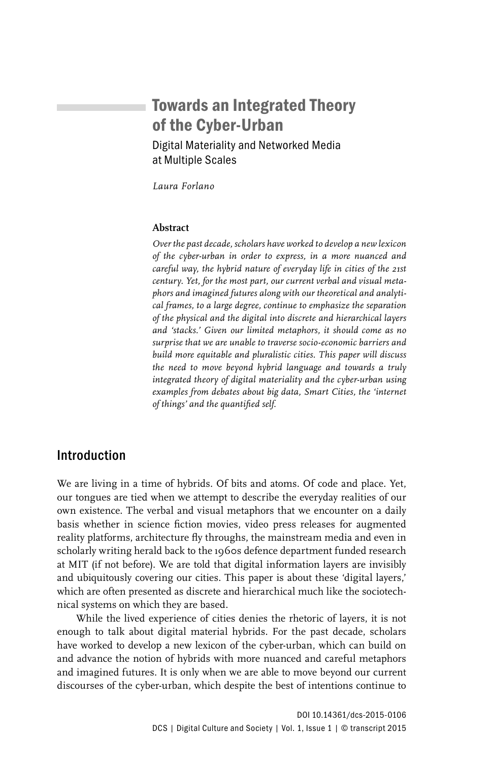# Towards an Integrated Theory of the Cyber-Urban

## Digital Materiality and Networked Media at Multiple Scales

*Laura Forlano*

### Abstract

*Over the past decade, scholars have worked to develop a new lexicon of the cyber-urban in order to express, in a more nuanced and careful way, the hybrid nature of everyday life in cities of the 21st century. Yet, for the most part, our current verbal and visual metaphors and imagined futures along with our theoretical and analytical frames, to a large degree, continue to emphasize the separation of the physical and the digital into discrete and hierarchical layers and 'stacks.' Given our limited metaphors, it should come as no surprise that we are unable to traverse socio-economic barriers and build more equitable and pluralistic cities. This paper will discuss the need to move beyond hybrid language and towards a truly integrated theory of digital materiality and the cyber-urban using examples from debates about big data, Smart Cities, the 'internet of things' and the quantified self.*

## Introduction

We are living in a time of hybrids. Of bits and atoms. Of code and place. Yet, our tongues are tied when we attempt to describe the everyday realities of our own existence. The verbal and visual metaphors that we encounter on a daily basis whether in science fiction movies, video press releases for augmented reality platforms, architecture fly throughs, the mainstream media and even in scholarly writing herald back to the 1960s defence department funded research at MIT (if not before). We are told that digital information layers are invisibly and ubiquitously covering our cities. This paper is about these 'digital layers,' which are often presented as discrete and hierarchical much like the sociotechnical systems on which they are based.

While the lived experience of cities denies the rhetoric of layers, it is not enough to talk about digital material hybrids. For the past decade, scholars have worked to develop a new lexicon of the cyber-urban, which can build on and advance the notion of hybrids with more nuanced and careful metaphors and imagined futures. It is only when we are able to move beyond our current discourses of the cyber-urban, which despite the best of intentions continue to

DOI 10.14361/dcs-2015-0106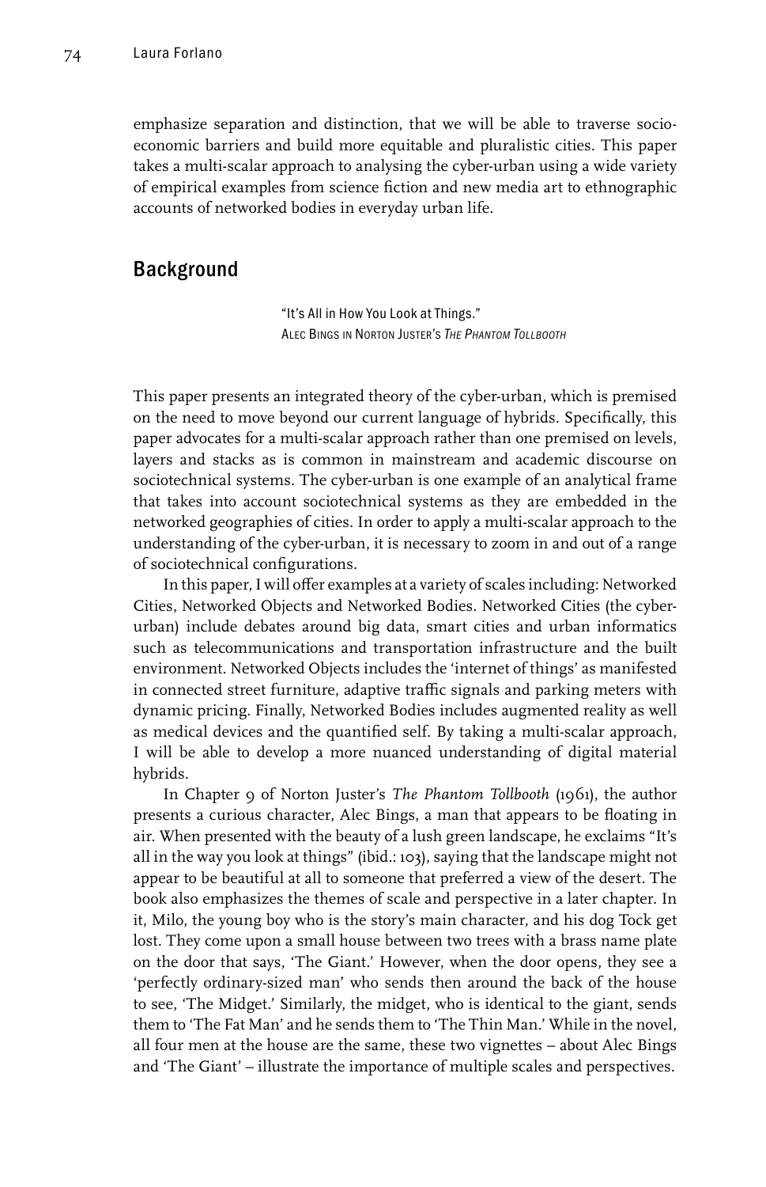emphasize separation and distinction, that we will be able to traverse socio-economic barriers and build more equitable and pluralistic cities. This paper takes a multi-scalar approach to analysing the cyber-urban using a wide variety of empirical examples from science fiction and new media art to ethnographic accounts of networked bodies in everyday urban life.

## Background

> "It's All in How You Look at Things."
> Alec Bings in Norton Juster's *The Phantom Tollbooth*

This paper presents an integrated theory of the cyber-urban, which is premised on the need to move beyond our current language of hybrids. Specifically, this paper advocates for a multi-scalar approach rather than one premised on levels, layers and stacks as is common in mainstream and academic discourse on sociotechnical systems. The cyber-urban is one example of an analytical frame that takes into account sociotechnical systems as they are embedded in the networked geographies of cities. In order to apply a multi-scalar approach to the understanding of the cyber-urban, it is necessary to zoom in and out of a range of sociotechnical configurations.

In this paper, I will offer examples at a variety of scales including: Networked Cities, Networked Objects and Networked Bodies. Networked Cities (the cyber-urban) include debates around big data, smart cities and urban informatics such as telecommunications and transportation infrastructure and the built environment. Networked Objects includes the 'internet of things' as manifested in connected street furniture, adaptive traffic signals and parking meters with dynamic pricing. Finally, Networked Bodies includes augmented reality as well as medical devices and the quantified self. By taking a multi-scalar approach, I will be able to develop a more nuanced understanding of digital material hybrids.

In Chapter 9 of Norton Juster's *The Phantom Tollbooth* (1961), the author presents a curious character, Alec Bings, a man that appears to be floating in air. When presented with the beauty of a lush green landscape, he exclaims "It's all in the way you look at things" (ibid.: 103), saying that the landscape might not appear to be beautiful at all to someone that preferred a view of the desert. The book also emphasizes the themes of scale and perspective in a later chapter. In it, Milo, the young boy who is the story's main character, and his dog Tock get lost. They come upon a small house between two trees with a brass name plate on the door that says, 'The Giant.' However, when the door opens, they see a 'perfectly ordinary-sized man' who sends then around the back of the house to see, 'The Midget.' Similarly, the midget, who is identical to the giant, sends them to 'The Fat Man' and he sends them to 'The Thin Man.' While in the novel, all four men at the house are the same, these two vignettes – about Alec Bings and 'The Giant' – illustrate the importance of multiple scales and perspectives.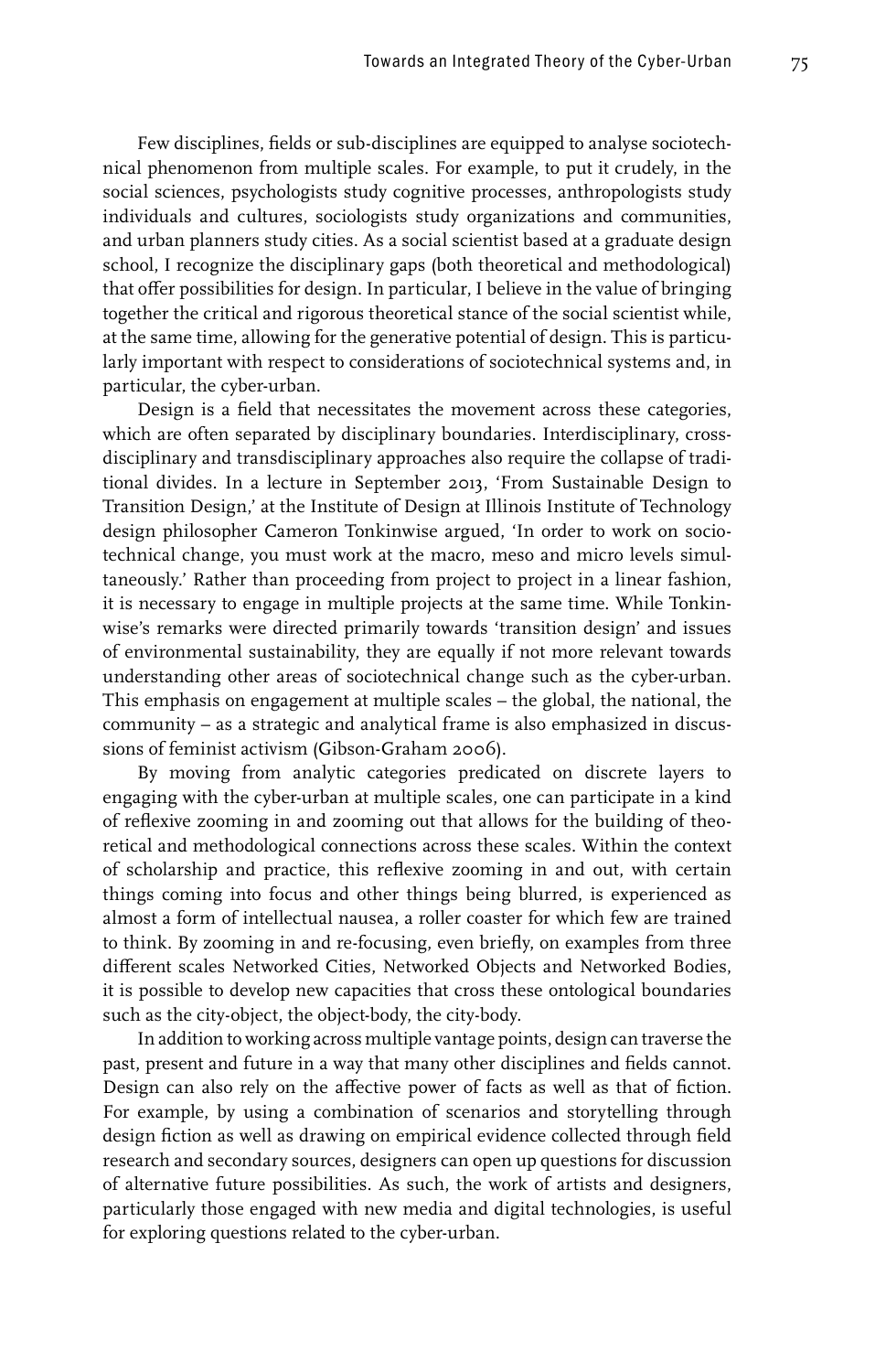Few disciplines, fields or sub-disciplines are equipped to analyse sociotechnical phenomenon from multiple scales. For example, to put it crudely, in the social sciences, psychologists study cognitive processes, anthropologists study individuals and cultures, sociologists study organizations and communities, and urban planners study cities. As a social scientist based at a graduate design school, I recognize the disciplinary gaps (both theoretical and methodological) that offer possibilities for design. In particular, I believe in the value of bringing together the critical and rigorous theoretical stance of the social scientist while, at the same time, allowing for the generative potential of design. This is particularly important with respect to considerations of sociotechnical systems and, in particular, the cyber-urban.

Design is a field that necessitates the movement across these categories, which are often separated by disciplinary boundaries. Interdisciplinary, cross-disciplinary and transdisciplinary approaches also require the collapse of traditional divides. In a lecture in September 2013, 'From Sustainable Design to Transition Design,' at the Institute of Design at Illinois Institute of Technology design philosopher Cameron Tonkinwise argued, 'In order to work on sociotechnical change, you must work at the macro, meso and micro levels simultaneously.' Rather than proceeding from project to project in a linear fashion, it is necessary to engage in multiple projects at the same time. While Tonkinwise's remarks were directed primarily towards 'transition design' and issues of environmental sustainability, they are equally if not more relevant towards understanding other areas of sociotechnical change such as the cyber-urban. This emphasis on engagement at multiple scales – the global, the national, the community – as a strategic and analytical frame is also emphasized in discussions of feminist activism (Gibson-Graham 2006).

By moving from analytic categories predicated on discrete layers to engaging with the cyber-urban at multiple scales, one can participate in a kind of reflexive zooming in and zooming out that allows for the building of theoretical and methodological connections across these scales. Within the context of scholarship and practice, this reflexive zooming in and out, with certain things coming into focus and other things being blurred, is experienced as almost a form of intellectual nausea, a roller coaster for which few are trained to think. By zooming in and re-focusing, even briefly, on examples from three different scales Networked Cities, Networked Objects and Networked Bodies, it is possible to develop new capacities that cross these ontological boundaries such as the city-object, the object-body, the city-body.

In addition to working across multiple vantage points, design can traverse the past, present and future in a way that many other disciplines and fields cannot. Design can also rely on the affective power of facts as well as that of fiction. For example, by using a combination of scenarios and storytelling through design fiction as well as drawing on empirical evidence collected through field research and secondary sources, designers can open up questions for discussion of alternative future possibilities. As such, the work of artists and designers, particularly those engaged with new media and digital technologies, is useful for exploring questions related to the cyber-urban.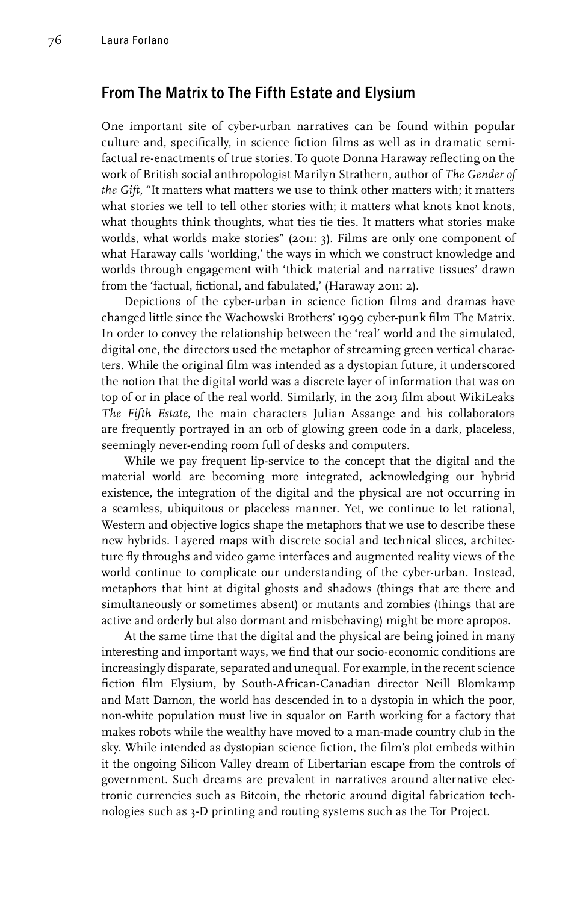## From The Matrix to The Fifth Estate and Elysium

One important site of cyber-urban narratives can be found within popular culture and, specifically, in science fiction films as well as in dramatic semi-factual re-enactments of true stories. To quote Donna Haraway reflecting on the work of British social anthropologist Marilyn Strathern, author of *The Gender of the Gift*, "It matters what matters we use to think other matters with; it matters what stories we tell to tell other stories with; it matters what knots knot knots, what thoughts think thoughts, what ties tie ties. It matters what stories make worlds, what worlds make stories" (2011: 3). Films are only one component of what Haraway calls 'worlding,' the ways in which we construct knowledge and worlds through engagement with 'thick material and narrative tissues' drawn from the 'factual, fictional, and fabulated,' (Haraway 2011: 2).

Depictions of the cyber-urban in science fiction films and dramas have changed little since the Wachowski Brothers' 1999 cyber-punk film The Matrix. In order to convey the relationship between the 'real' world and the simulated, digital one, the directors used the metaphor of streaming green vertical characters. While the original film was intended as a dystopian future, it underscored the notion that the digital world was a discrete layer of information that was on top of or in place of the real world. Similarly, in the 2013 film about WikiLeaks *The Fifth Estate*, the main characters Julian Assange and his collaborators are frequently portrayed in an orb of glowing green code in a dark, placeless, seemingly never-ending room full of desks and computers.

While we pay frequent lip-service to the concept that the digital and the material world are becoming more integrated, acknowledging our hybrid existence, the integration of the digital and the physical are not occurring in a seamless, ubiquitous or placeless manner. Yet, we continue to let rational, Western and objective logics shape the metaphors that we use to describe these new hybrids. Layered maps with discrete social and technical slices, architecture fly throughs and video game interfaces and augmented reality views of the world continue to complicate our understanding of the cyber-urban. Instead, metaphors that hint at digital ghosts and shadows (things that are there and simultaneously or sometimes absent) or mutants and zombies (things that are active and orderly but also dormant and misbehaving) might be more apropos.

At the same time that the digital and the physical are being joined in many interesting and important ways, we find that our socio-economic conditions are increasingly disparate, separated and unequal. For example, in the recent science fiction film Elysium, by South-African-Canadian director Neill Blomkamp and Matt Damon, the world has descended in to a dystopia in which the poor, non-white population must live in squalor on Earth working for a factory that makes robots while the wealthy have moved to a man-made country club in the sky. While intended as dystopian science fiction, the film's plot embeds within it the ongoing Silicon Valley dream of Libertarian escape from the controls of government. Such dreams are prevalent in narratives around alternative electronic currencies such as Bitcoin, the rhetoric around digital fabrication technologies such as 3-D printing and routing systems such as the Tor Project.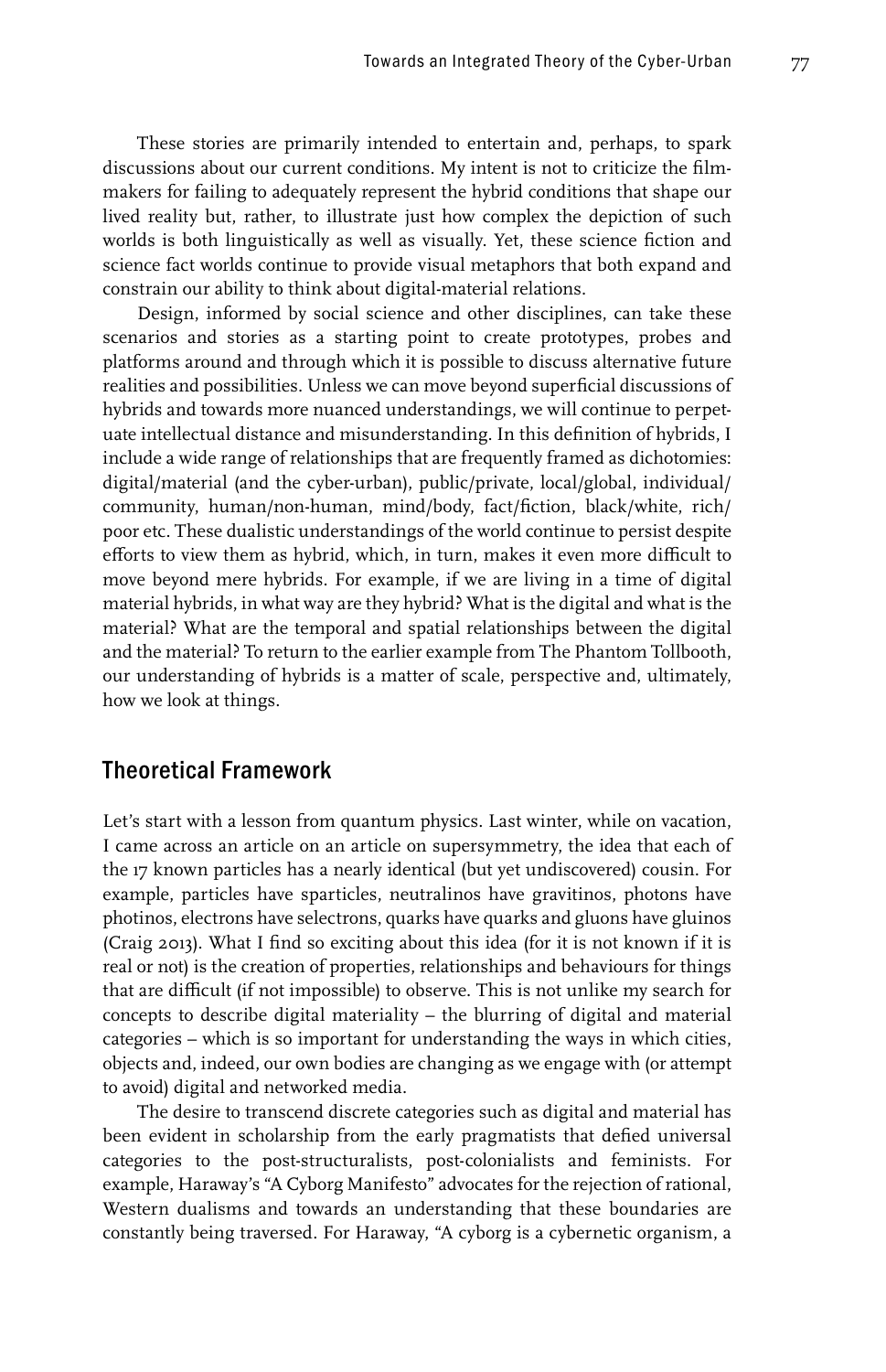These stories are primarily intended to entertain and, perhaps, to spark discussions about our current conditions. My intent is not to criticize the filmmakers for failing to adequately represent the hybrid conditions that shape our lived reality but, rather, to illustrate just how complex the depiction of such worlds is both linguistically as well as visually. Yet, these science fiction and science fact worlds continue to provide visual metaphors that both expand and constrain our ability to think about digital-material relations.

Design, informed by social science and other disciplines, can take these scenarios and stories as a starting point to create prototypes, probes and platforms around and through which it is possible to discuss alternative future realities and possibilities. Unless we can move beyond superficial discussions of hybrids and towards more nuanced understandings, we will continue to perpetuate intellectual distance and misunderstanding. In this definition of hybrids, I include a wide range of relationships that are frequently framed as dichotomies: digital/material (and the cyber-urban), public/private, local/global, individual/community, human/non-human, mind/body, fact/fiction, black/white, rich/poor etc. These dualistic understandings of the world continue to persist despite efforts to view them as hybrid, which, in turn, makes it even more difficult to move beyond mere hybrids. For example, if we are living in a time of digital material hybrids, in what way are they hybrid? What is the digital and what is the material? What are the temporal and spatial relationships between the digital and the material? To return to the earlier example from The Phantom Tollbooth, our understanding of hybrids is a matter of scale, perspective and, ultimately, how we look at things.

## Theoretical Framework

Let's start with a lesson from quantum physics. Last winter, while on vacation, I came across an article on an article on supersymmetry, the idea that each of the 17 known particles has a nearly identical (but yet undiscovered) cousin. For example, particles have sparticles, neutralinos have gravitinos, photons have photinos, electrons have selectrons, quarks have quarks and gluons have gluinos (Craig 2013). What I find so exciting about this idea (for it is not known if it is real or not) is the creation of properties, relationships and behaviours for things that are difficult (if not impossible) to observe. This is not unlike my search for concepts to describe digital materiality – the blurring of digital and material categories – which is so important for understanding the ways in which cities, objects and, indeed, our own bodies are changing as we engage with (or attempt to avoid) digital and networked media.

The desire to transcend discrete categories such as digital and material has been evident in scholarship from the early pragmatists that defied universal categories to the post-structuralists, post-colonialists and feminists. For example, Haraway's "A Cyborg Manifesto" advocates for the rejection of rational, Western dualisms and towards an understanding that these boundaries are constantly being traversed. For Haraway, "A cyborg is a cybernetic organism, a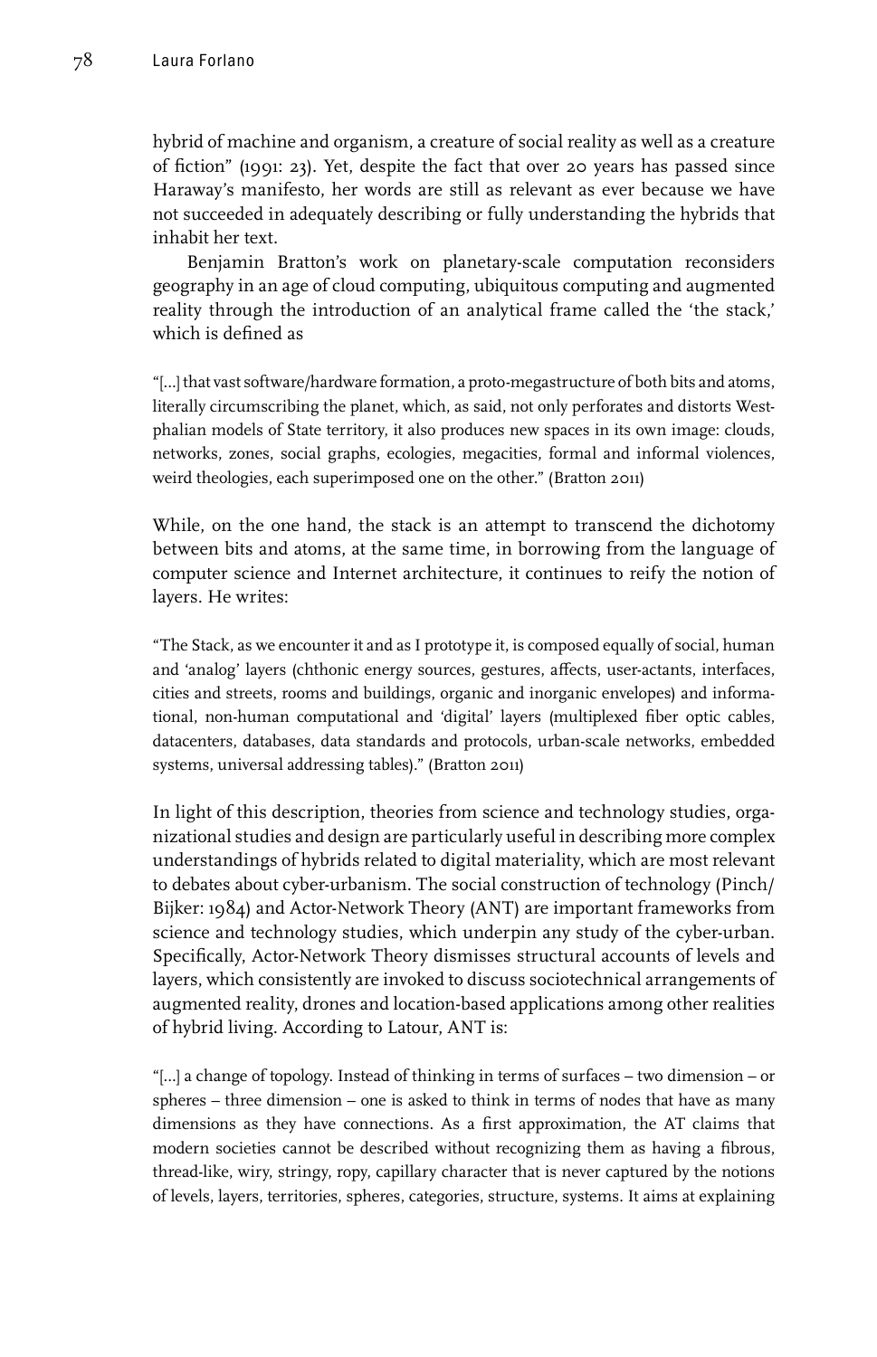hybrid of machine and organism, a creature of social reality as well as a creature of fiction" (1991: 23). Yet, despite the fact that over 20 years has passed since Haraway's manifesto, her words are still as relevant as ever because we have not succeeded in adequately describing or fully understanding the hybrids that inhabit her text.

Benjamin Bratton's work on planetary-scale computation reconsiders geography in an age of cloud computing, ubiquitous computing and augmented reality through the introduction of an analytical frame called the 'the stack,' which is defined as

"[...] that vast software/hardware formation, a proto-megastructure of both bits and atoms, literally circumscribing the planet, which, as said, not only perforates and distorts Westphalian models of State territory, it also produces new spaces in its own image: clouds, networks, zones, social graphs, ecologies, megacities, formal and informal violences, weird theologies, each superimposed one on the other." (Bratton 2011)

While, on the one hand, the stack is an attempt to transcend the dichotomy between bits and atoms, at the same time, in borrowing from the language of computer science and Internet architecture, it continues to reify the notion of layers. He writes:

"The Stack, as we encounter it and as I prototype it, is composed equally of social, human and 'analog' layers (chthonic energy sources, gestures, affects, user-actants, interfaces, cities and streets, rooms and buildings, organic and inorganic envelopes) and informational, non-human computational and 'digital' layers (multiplexed fiber optic cables, datacenters, databases, data standards and protocols, urban-scale networks, embedded systems, universal addressing tables)." (Bratton 2011)

In light of this description, theories from science and technology studies, organizational studies and design are particularly useful in describing more complex understandings of hybrids related to digital materiality, which are most relevant to debates about cyber-urbanism. The social construction of technology (Pinch/Bijker: 1984) and Actor-Network Theory (ANT) are important frameworks from science and technology studies, which underpin any study of the cyber-urban. Specifically, Actor-Network Theory dismisses structural accounts of levels and layers, which consistently are invoked to discuss sociotechnical arrangements of augmented reality, drones and location-based applications among other realities of hybrid living. According to Latour, ANT is:

"[...] a change of topology. Instead of thinking in terms of surfaces – two dimension – or spheres – three dimension – one is asked to think in terms of nodes that have as many dimensions as they have connections. As a first approximation, the AT claims that modern societies cannot be described without recognizing them as having a fibrous, thread-like, wiry, stringy, ropy, capillary character that is never captured by the notions of levels, layers, territories, spheres, categories, structure, systems. It aims at explaining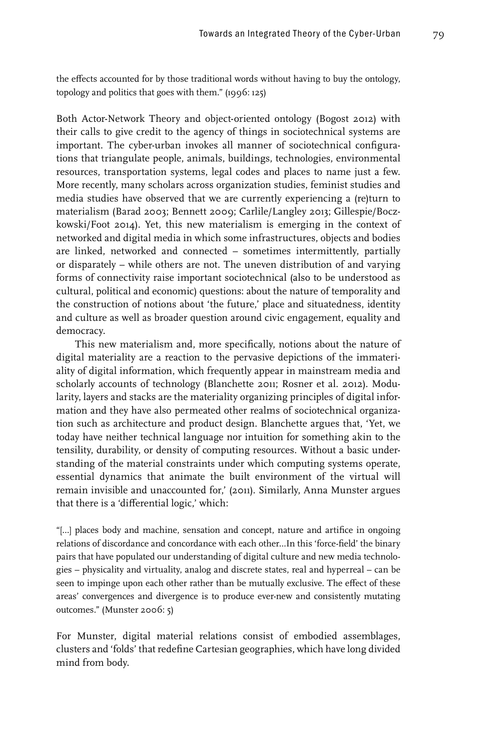the effects accounted for by those traditional words without having to buy the ontology, topology and politics that goes with them." (1996: 125)

Both Actor-Network Theory and object-oriented ontology (Bogost 2012) with their calls to give credit to the agency of things in sociotechnical systems are important. The cyber-urban invokes all manner of sociotechnical configurations that triangulate people, animals, buildings, technologies, environmental resources, transportation systems, legal codes and places to name just a few. More recently, many scholars across organization studies, feminist studies and media studies have observed that we are currently experiencing a (re)turn to materialism (Barad 2003; Bennett 2009; Carlile/Langley 2013; Gillespie/Boczkowski/Foot 2014). Yet, this new materialism is emerging in the context of networked and digital media in which some infrastructures, objects and bodies are linked, networked and connected – sometimes intermittently, partially or disparately – while others are not. The uneven distribution of and varying forms of connectivity raise important sociotechnical (also to be understood as cultural, political and economic) questions: about the nature of temporality and the construction of notions about 'the future,' place and situatedness, identity and culture as well as broader question around civic engagement, equality and democracy.

This new materialism and, more specifically, notions about the nature of digital materiality are a reaction to the pervasive depictions of the immateriality of digital information, which frequently appear in mainstream media and scholarly accounts of technology (Blanchette 2011; Rosner et al. 2012). Modularity, layers and stacks are the materiality organizing principles of digital information and they have also permeated other realms of sociotechnical organization such as architecture and product design. Blanchette argues that, 'Yet, we today have neither technical language nor intuition for something akin to the tensility, durability, or density of computing resources. Without a basic understanding of the material constraints under which computing systems operate, essential dynamics that animate the built environment of the virtual will remain invisible and unaccounted for,' (2011). Similarly, Anna Munster argues that there is a 'differential logic,' which:

"[...] places body and machine, sensation and concept, nature and artifice in ongoing relations of discordance and concordance with each other...In this 'force-field' the binary pairs that have populated our understanding of digital culture and new media technologies – physicality and virtuality, analog and discrete states, real and hyperreal – can be seen to impinge upon each other rather than be mutually exclusive. The effect of these areas' convergences and divergence is to produce ever-new and consistently mutating outcomes." (Munster 2006: 5)

For Munster, digital material relations consist of embodied assemblages, clusters and 'folds' that redefine Cartesian geographies, which have long divided mind from body.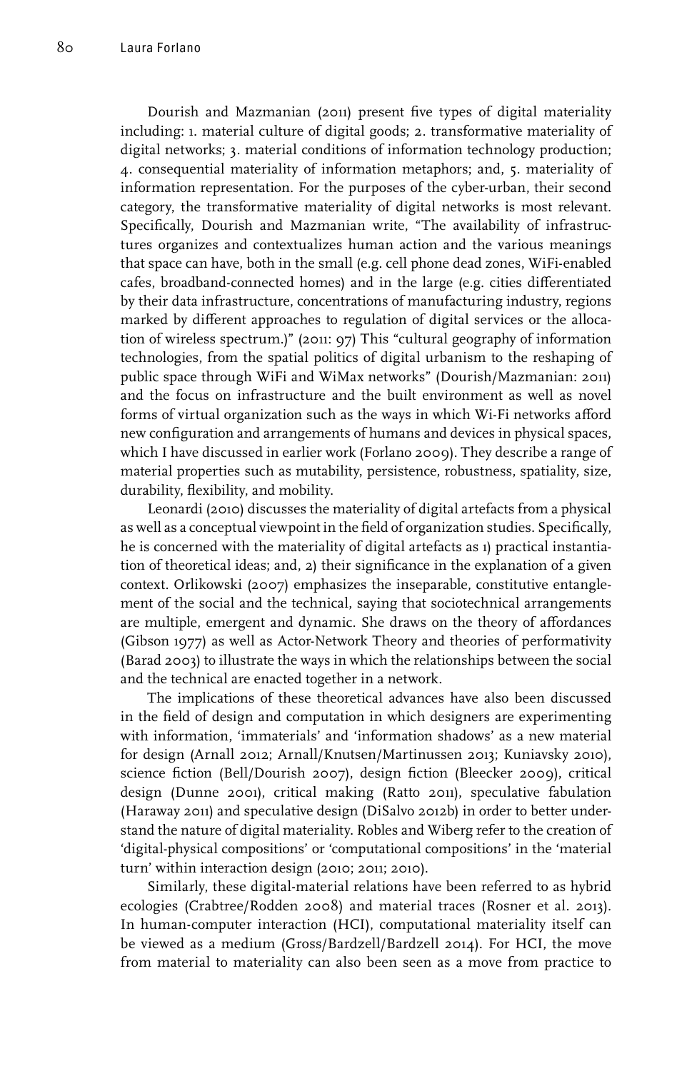Dourish and Mazmanian (2011) present five types of digital materiality including: 1. material culture of digital goods; 2. transformative materiality of digital networks; 3. material conditions of information technology production; 4. consequential materiality of information metaphors; and, 5. materiality of information representation. For the purposes of the cyber-urban, their second category, the transformative materiality of digital networks is most relevant. Specifically, Dourish and Mazmanian write, "The availability of infrastructures organizes and contextualizes human action and the various meanings that space can have, both in the small (e.g. cell phone dead zones, WiFi-enabled cafes, broadband-connected homes) and in the large (e.g. cities differentiated by their data infrastructure, concentrations of manufacturing industry, regions marked by different approaches to regulation of digital services or the allocation of wireless spectrum.)" (2011: 97) This "cultural geography of information technologies, from the spatial politics of digital urbanism to the reshaping of public space through WiFi and WiMax networks" (Dourish/Mazmanian: 2011) and the focus on infrastructure and the built environment as well as novel forms of virtual organization such as the ways in which Wi-Fi networks afford new configuration and arrangements of humans and devices in physical spaces, which I have discussed in earlier work (Forlano 2009). They describe a range of material properties such as mutability, persistence, robustness, spatiality, size, durability, flexibility, and mobility.

Leonardi (2010) discusses the materiality of digital artefacts from a physical as well as a conceptual viewpoint in the field of organization studies. Specifically, he is concerned with the materiality of digital artefacts as 1) practical instantiation of theoretical ideas; and, 2) their significance in the explanation of a given context. Orlikowski (2007) emphasizes the inseparable, constitutive entanglement of the social and the technical, saying that sociotechnical arrangements are multiple, emergent and dynamic. She draws on the theory of affordances (Gibson 1977) as well as Actor-Network Theory and theories of performativity (Barad 2003) to illustrate the ways in which the relationships between the social and the technical are enacted together in a network.

The implications of these theoretical advances have also been discussed in the field of design and computation in which designers are experimenting with information, 'immaterials' and 'information shadows' as a new material for design (Arnall 2012; Arnall/Knutsen/Martinussen 2013; Kuniavsky 2010), science fiction (Bell/Dourish 2007), design fiction (Bleecker 2009), critical design (Dunne 2001), critical making (Ratto 2011), speculative fabulation (Haraway 2011) and speculative design (DiSalvo 2012b) in order to better understand the nature of digital materiality. Robles and Wiberg refer to the creation of 'digital-physical compositions' or 'computational compositions' in the 'material turn' within interaction design (2010; 2011; 2010).

Similarly, these digital-material relations have been referred to as hybrid ecologies (Crabtree/Rodden 2008) and material traces (Rosner et al. 2013). In human-computer interaction (HCI), computational materiality itself can be viewed as a medium (Gross/Bardzell/Bardzell 2014). For HCI, the move from material to materiality can also been seen as a move from practice to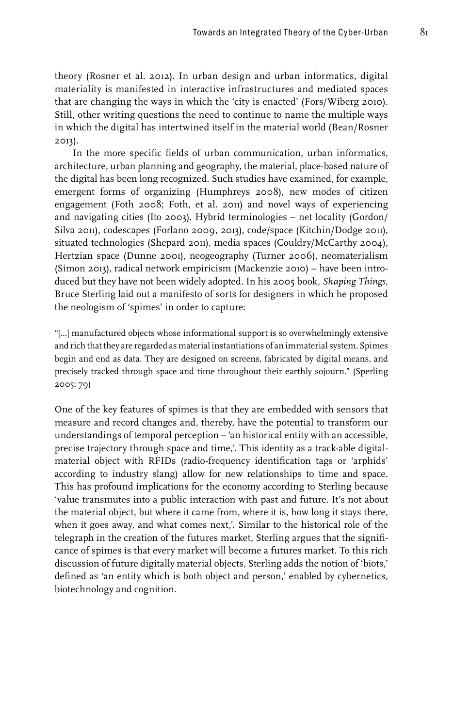theory (Rosner et al. 2012). In urban design and urban informatics, digital materiality is manifested in interactive infrastructures and mediated spaces that are changing the ways in which the 'city is enacted' (Fors/Wiberg 2010). Still, other writing questions the need to continue to name the multiple ways in which the digital has intertwined itself in the material world (Bean/Rosner 2013).

In the more specific fields of urban communication, urban informatics, architecture, urban planning and geography, the material, place-based nature of the digital has been long recognized. Such studies have examined, for example, emergent forms of organizing (Humphreys 2008), new modes of citizen engagement (Foth 2008; Foth, et al. 2011) and novel ways of experiencing and navigating cities (Ito 2003). Hybrid terminologies – net locality (Gordon/Silva 2011), codescapes (Forlano 2009, 2013), code/space (Kitchin/Dodge 2011), situated technologies (Shepard 2011), media spaces (Couldry/McCarthy 2004), Hertzian space (Dunne 2001), neogeography (Turner 2006), neomaterialism (Simon 2013), radical network empiricism (Mackenzie 2010) – have been introduced but they have not been widely adopted. In his 2005 book, *Shaping Things*, Bruce Sterling laid out a manifesto of sorts for designers in which he proposed the neologism of 'spimes' in order to capture:

> "[...] manufactured objects whose informational support is so overwhelmingly extensive and rich that they are regarded as material instantiations of an immaterial system. Spimes begin and end as data. They are designed on screens, fabricated by digital means, and precisely tracked through space and time throughout their earthly sojourn." (Sperling 2005: 79)

One of the key features of spimes is that they are embedded with sensors that measure and record changes and, thereby, have the potential to transform our understandings of temporal perception – 'an historical entity with an accessible, precise trajectory through space and time,'. This identity as a track-able digital-material object with RFIDs (radio-frequency identification tags or 'arphids' according to industry slang) allow for new relationships to time and space. This has profound implications for the economy according to Sterling because 'value transmutes into a public interaction with past and future. It's not about the material object, but where it came from, where it is, how long it stays there, when it goes away, and what comes next,'. Similar to the historical role of the telegraph in the creation of the futures market, Sterling argues that the significance of spimes is that every market will become a futures market. To this rich discussion of future digitally material objects, Sterling adds the notion of 'biots,' defined as 'an entity which is both object and person,' enabled by cybernetics, biotechnology and cognition.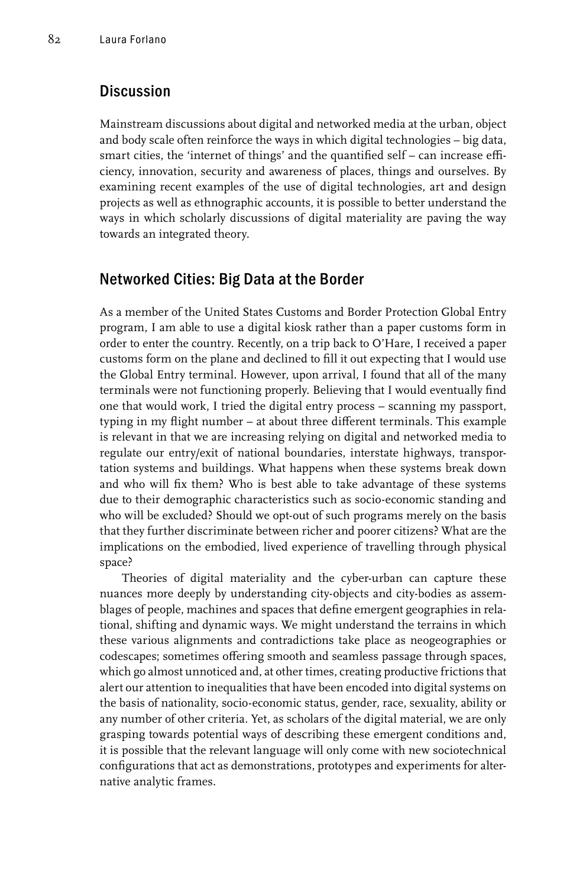## Discussion

Mainstream discussions about digital and networked media at the urban, object and body scale often reinforce the ways in which digital technologies – big data, smart cities, the 'internet of things' and the quantified self – can increase efficiency, innovation, security and awareness of places, things and ourselves. By examining recent examples of the use of digital technologies, art and design projects as well as ethnographic accounts, it is possible to better understand the ways in which scholarly discussions of digital materiality are paving the way towards an integrated theory.

## Networked Cities: Big Data at the Border

As a member of the United States Customs and Border Protection Global Entry program, I am able to use a digital kiosk rather than a paper customs form in order to enter the country. Recently, on a trip back to O'Hare, I received a paper customs form on the plane and declined to fill it out expecting that I would use the Global Entry terminal. However, upon arrival, I found that all of the many terminals were not functioning properly. Believing that I would eventually find one that would work, I tried the digital entry process – scanning my passport, typing in my flight number – at about three different terminals. This example is relevant in that we are increasing relying on digital and networked media to regulate our entry/exit of national boundaries, interstate highways, transportation systems and buildings. What happens when these systems break down and who will fix them? Who is best able to take advantage of these systems due to their demographic characteristics such as socio-economic standing and who will be excluded? Should we opt-out of such programs merely on the basis that they further discriminate between richer and poorer citizens? What are the implications on the embodied, lived experience of travelling through physical space?

Theories of digital materiality and the cyber-urban can capture these nuances more deeply by understanding city-objects and city-bodies as assemblages of people, machines and spaces that define emergent geographies in relational, shifting and dynamic ways. We might understand the terrains in which these various alignments and contradictions take place as neogeographies or codescapes; sometimes offering smooth and seamless passage through spaces, which go almost unnoticed and, at other times, creating productive frictions that alert our attention to inequalities that have been encoded into digital systems on the basis of nationality, socio-economic status, gender, race, sexuality, ability or any number of other criteria. Yet, as scholars of the digital material, we are only grasping towards potential ways of describing these emergent conditions and, it is possible that the relevant language will only come with new sociotechnical configurations that act as demonstrations, prototypes and experiments for alternative analytic frames.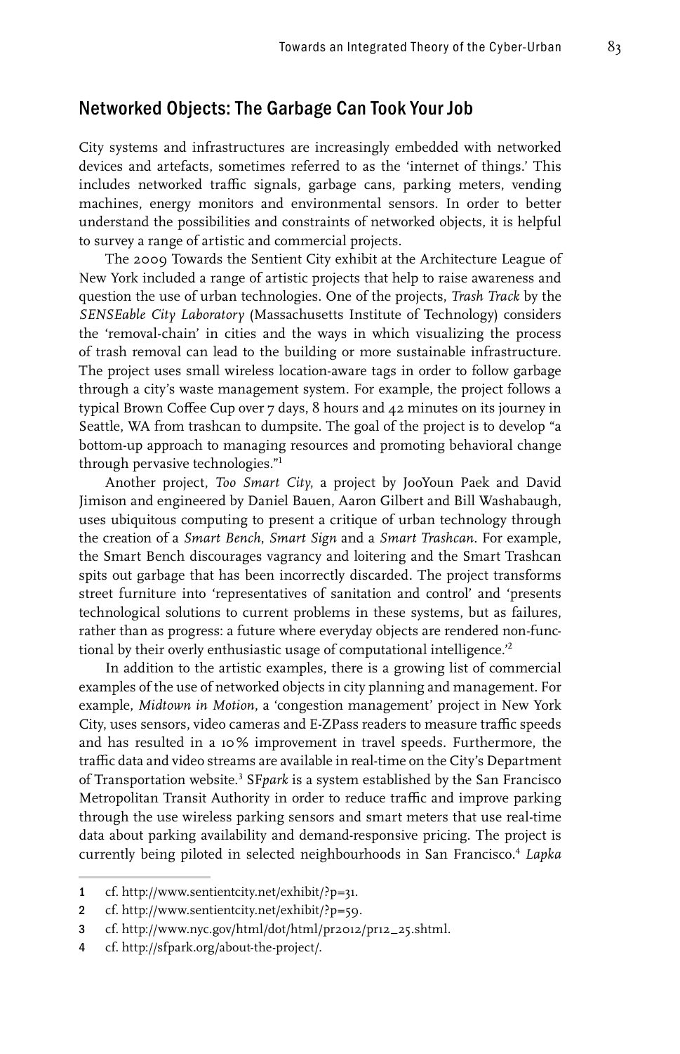## Networked Objects: The Garbage Can Took Your Job

City systems and infrastructures are increasingly embedded with networked devices and artefacts, sometimes referred to as the 'internet of things.' This includes networked traffic signals, garbage cans, parking meters, vending machines, energy monitors and environmental sensors. In order to better understand the possibilities and constraints of networked objects, it is helpful to survey a range of artistic and commercial projects.

The 2009 Towards the Sentient City exhibit at the Architecture League of New York included a range of artistic projects that help to raise awareness and question the use of urban technologies. One of the projects, *Trash Track* by the *SENSEable City Laboratory* (Massachusetts Institute of Technology) considers the 'removal-chain' in cities and the ways in which visualizing the process of trash removal can lead to the building or more sustainable infrastructure. The project uses small wireless location-aware tags in order to follow garbage through a city's waste management system. For example, the project follows a typical Brown Coffee Cup over 7 days, 8 hours and 42 minutes on its journey in Seattle, WA from trashcan to dumpsite. The goal of the project is to develop "a bottom-up approach to managing resources and promoting behavioral change through pervasive technologies."[1]

Another project, *Too Smart City*, a project by JooYoun Paek and David Jimison and engineered by Daniel Bauen, Aaron Gilbert and Bill Washabaugh, uses ubiquitous computing to present a critique of urban technology through the creation of a *Smart Bench*, *Smart Sign* and a *Smart Trashcan*. For example, the Smart Bench discourages vagrancy and loitering and the Smart Trashcan spits out garbage that has been incorrectly discarded. The project transforms street furniture into 'representatives of sanitation and control' and 'presents technological solutions to current problems in these systems, but as failures, rather than as progress: a future where everyday objects are rendered non-functional by their overly enthusiastic usage of computational intelligence.'[2]

In addition to the artistic examples, there is a growing list of commercial examples of the use of networked objects in city planning and management. For example, *Midtown in Motion*, a 'congestion management' project in New York City, uses sensors, video cameras and E-ZPass readers to measure traffic speeds and has resulted in a 10% improvement in travel speeds. Furthermore, the traffic data and video streams are available in real-time on the City's Department of Transportation website.[3] SF*park* is a system established by the San Francisco Metropolitan Transit Authority in order to reduce traffic and improve parking through the use wireless parking sensors and smart meters that use real-time data about parking availability and demand-responsive pricing. The project is currently being piloted in selected neighbourhoods in San Francisco.[4] *Lapka*

1 cf. http://www.sentientcity.net/exhibit/?p=31.

2 cf. http://www.sentientcity.net/exhibit/?p=59.

3 cf. http://www.nyc.gov/html/dot/html/pr2012/pr12_25.shtml.

4 cf. http://sfpark.org/about-the-project/.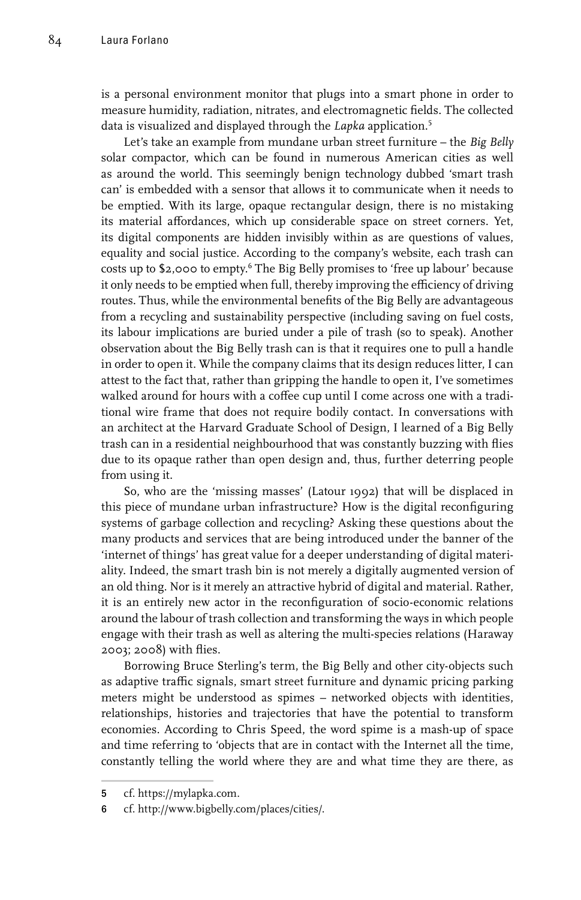is a personal environment monitor that plugs into a smart phone in order to measure humidity, radiation, nitrates, and electromagnetic fields. The collected data is visualized and displayed through the *Lapka* application.[5]

Let's take an example from mundane urban street furniture – the *Big Belly* solar compactor, which can be found in numerous American cities as well as around the world. This seemingly benign technology dubbed 'smart trash can' is embedded with a sensor that allows it to communicate when it needs to be emptied. With its large, opaque rectangular design, there is no mistaking its material affordances, which up considerable space on street corners. Yet, its digital components are hidden invisibly within as are questions of values, equality and social justice. According to the company's website, each trash can costs up to $2,000 to empty.[6] The Big Belly promises to 'free up labour' because it only needs to be emptied when full, thereby improving the efficiency of driving routes. Thus, while the environmental benefits of the Big Belly are advantageous from a recycling and sustainability perspective (including saving on fuel costs, its labour implications are buried under a pile of trash (so to speak). Another observation about the Big Belly trash can is that it requires one to pull a handle in order to open it. While the company claims that its design reduces litter, I can attest to the fact that, rather than gripping the handle to open it, I've sometimes walked around for hours with a coffee cup until I come across one with a traditional wire frame that does not require bodily contact. In conversations with an architect at the Harvard Graduate School of Design, I learned of a Big Belly trash can in a residential neighbourhood that was constantly buzzing with flies due to its opaque rather than open design and, thus, further deterring people from using it.

So, who are the 'missing masses' (Latour 1992) that will be displaced in this piece of mundane urban infrastructure? How is the digital reconfiguring systems of garbage collection and recycling? Asking these questions about the many products and services that are being introduced under the banner of the 'internet of things' has great value for a deeper understanding of digital materiality. Indeed, the smart trash bin is not merely a digitally augmented version of an old thing. Nor is it merely an attractive hybrid of digital and material. Rather, it is an entirely new actor in the reconfiguration of socio-economic relations around the labour of trash collection and transforming the ways in which people engage with their trash as well as altering the multi-species relations (Haraway 2003; 2008) with flies.

Borrowing Bruce Sterling's term, the Big Belly and other city-objects such as adaptive traffic signals, smart street furniture and dynamic pricing parking meters might be understood as spimes – networked objects with identities, relationships, histories and trajectories that have the potential to transform economies. According to Chris Speed, the word spime is a mash-up of space and time referring to 'objects that are in contact with the Internet all the time, constantly telling the world where they are and what time they are there, as

5 cf. https://mylapka.com.

6 cf. http://www.bigbelly.com/places/cities/.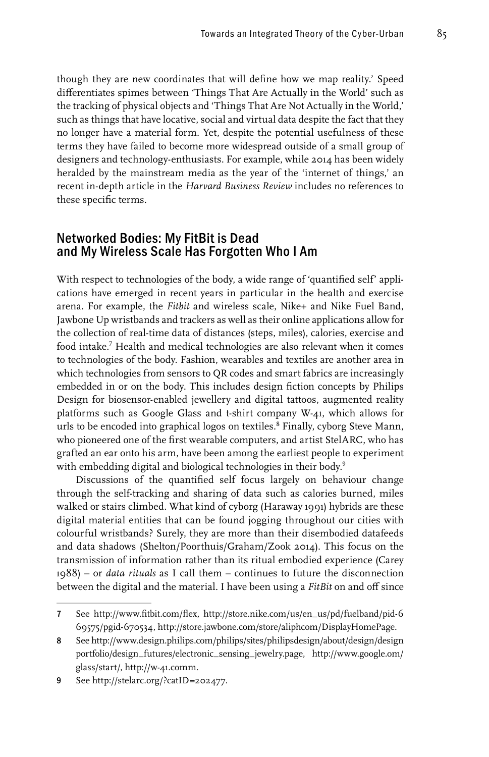though they are new coordinates that will define how we map reality.' Speed differentiates spimes between 'Things That Are Actually in the World' such as the tracking of physical objects and 'Things That Are Not Actually in the World,' such as things that have locative, social and virtual data despite the fact that they no longer have a material form. Yet, despite the potential usefulness of these terms they have failed to become more widespread outside of a small group of designers and technology-enthusiasts. For example, while 2014 has been widely heralded by the mainstream media as the year of the 'internet of things,' an recent in-depth article in the *Harvard Business Review* includes no references to these specific terms.

## Networked Bodies: My FitBit is Dead and My Wireless Scale Has Forgotten Who I Am

With respect to technologies of the body, a wide range of 'quantified self' applications have emerged in recent years in particular in the health and exercise arena. For example, the *Fitbit* and wireless scale, Nike+ and Nike Fuel Band, Jawbone Up wristbands and trackers as well as their online applications allow for the collection of real-time data of distances (steps, miles), calories, exercise and food intake.[7] Health and medical technologies are also relevant when it comes to technologies of the body. Fashion, wearables and textiles are another area in which technologies from sensors to QR codes and smart fabrics are increasingly embedded in or on the body. This includes design fiction concepts by Philips Design for biosensor-enabled jewellery and digital tattoos, augmented reality platforms such as Google Glass and t-shirt company W-41, which allows for urls to be encoded into graphical logos on textiles.[8] Finally, cyborg Steve Mann, who pioneered one of the first wearable computers, and artist StelARC, who has grafted an ear onto his arm, have been among the earliest people to experiment with embedding digital and biological technologies in their body.[9]

Discussions of the quantified self focus largely on behaviour change through the self-tracking and sharing of data such as calories burned, miles walked or stairs climbed. What kind of cyborg (Haraway 1991) hybrids are these digital material entities that can be found jogging throughout our cities with colourful wristbands? Surely, they are more than their disembodied datafeeds and data shadows (Shelton/Poorthuis/Graham/Zook 2014). This focus on the transmission of information rather than its ritual embodied experience (Carey 1988) – or *data rituals* as I call them – continues to future the disconnection between the digital and the material. I have been using a *FitBit* on and off since

---

7 See http://www.fitbit.com/flex, http://store.nike.com/us/en_us/pd/fuelband/pid-669575/pgid-670534, http://store.jawbone.com/store/aliphcom/DisplayHomePage.

8 See http://www.design.philips.com/philips/sites/philipsdesign/about/design/designportfolio/design_futures/electronic_sensing_jewelry.page, http://www.google.om/glass/start/, http://w-41.comm.

9 See http://stelarc.org/?catID=202477.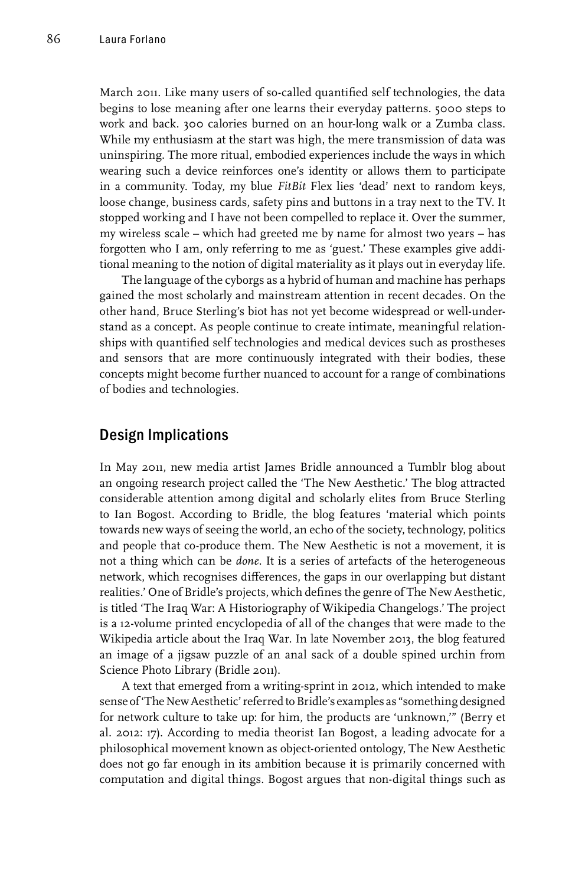March 2011. Like many users of so-called quantified self technologies, the data begins to lose meaning after one learns their everyday patterns. 5000 steps to work and back. 300 calories burned on an hour-long walk or a Zumba class. While my enthusiasm at the start was high, the mere transmission of data was uninspiring. The more ritual, embodied experiences include the ways in which wearing such a device reinforces one's identity or allows them to participate in a community. Today, my blue *FitBit* Flex lies 'dead' next to random keys, loose change, business cards, safety pins and buttons in a tray next to the TV. It stopped working and I have not been compelled to replace it. Over the summer, my wireless scale – which had greeted me by name for almost two years – has forgotten who I am, only referring to me as 'guest.' These examples give additional meaning to the notion of digital materiality as it plays out in everyday life.

The language of the cyborgs as a hybrid of human and machine has perhaps gained the most scholarly and mainstream attention in recent decades. On the other hand, Bruce Sterling's biot has not yet become widespread or well-understand as a concept. As people continue to create intimate, meaningful relationships with quantified self technologies and medical devices such as prostheses and sensors that are more continuously integrated with their bodies, these concepts might become further nuanced to account for a range of combinations of bodies and technologies.

## Design Implications

In May 2011, new media artist James Bridle announced a Tumblr blog about an ongoing research project called the 'The New Aesthetic.' The blog attracted considerable attention among digital and scholarly elites from Bruce Sterling to Ian Bogost. According to Bridle, the blog features 'material which points towards new ways of seeing the world, an echo of the society, technology, politics and people that co-produce them. The New Aesthetic is not a movement, it is not a thing which can be *done*. It is a series of artefacts of the heterogeneous network, which recognises differences, the gaps in our overlapping but distant realities.' One of Bridle's projects, which defines the genre of The New Aesthetic, is titled 'The Iraq War: A Historiography of Wikipedia Changelogs.' The project is a 12-volume printed encyclopedia of all of the changes that were made to the Wikipedia article about the Iraq War. In late November 2013, the blog featured an image of a jigsaw puzzle of an anal sack of a double spined urchin from Science Photo Library (Bridle 2011).

A text that emerged from a writing-sprint in 2012, which intended to make sense of 'The New Aesthetic' referred to Bridle's examples as "something designed for network culture to take up: for him, the products are 'unknown,'" (Berry et al. 2012: 17). According to media theorist Ian Bogost, a leading advocate for a philosophical movement known as object-oriented ontology, The New Aesthetic does not go far enough in its ambition because it is primarily concerned with computation and digital things. Bogost argues that non-digital things such as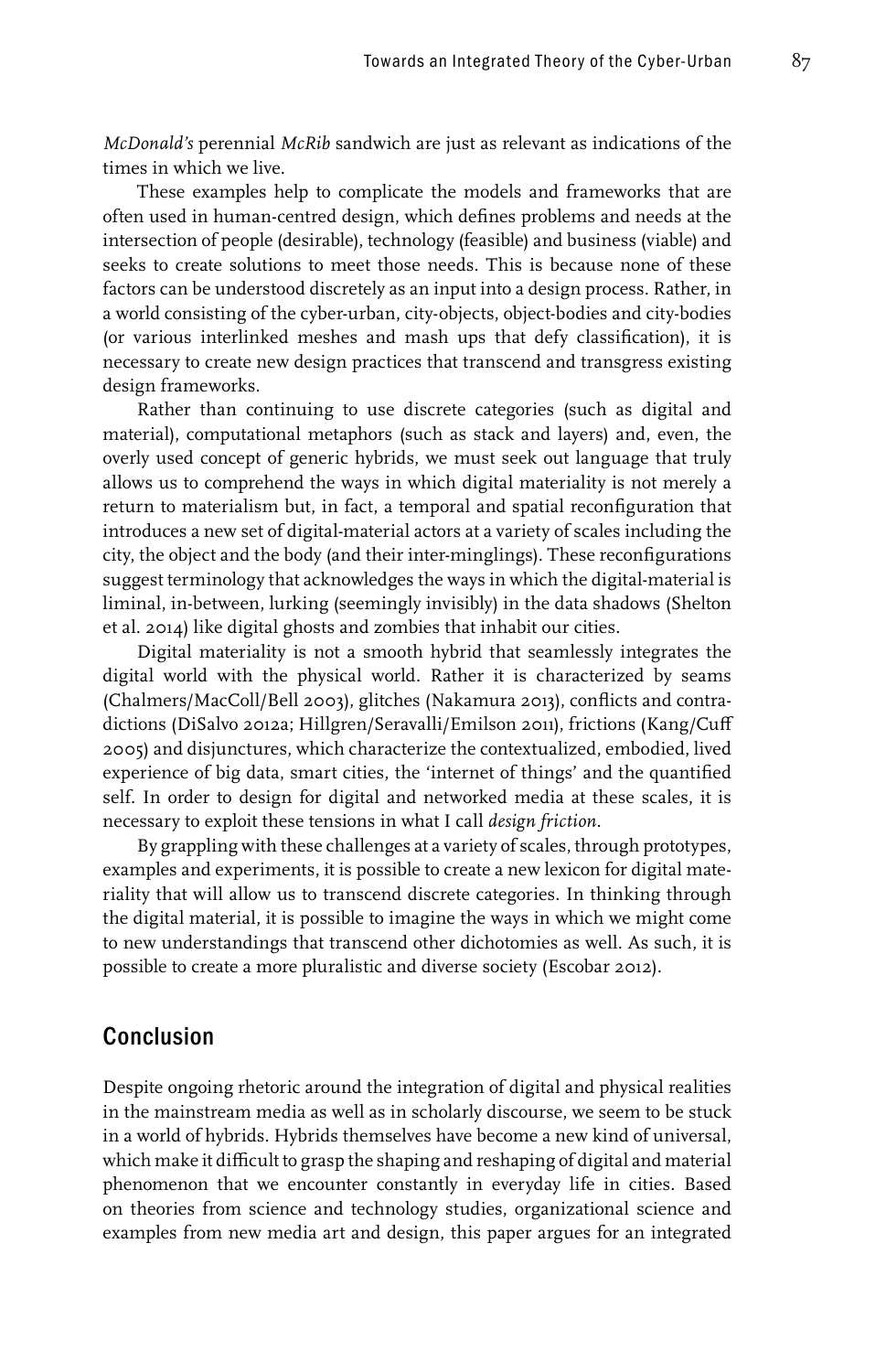*McDonald's* perennial *McRib* sandwich are just as relevant as indications of the times in which we live.

These examples help to complicate the models and frameworks that are often used in human-centred design, which defines problems and needs at the intersection of people (desirable), technology (feasible) and business (viable) and seeks to create solutions to meet those needs. This is because none of these factors can be understood discretely as an input into a design process. Rather, in a world consisting of the cyber-urban, city-objects, object-bodies and city-bodies (or various interlinked meshes and mash ups that defy classification), it is necessary to create new design practices that transcend and transgress existing design frameworks.

Rather than continuing to use discrete categories (such as digital and material), computational metaphors (such as stack and layers) and, even, the overly used concept of generic hybrids, we must seek out language that truly allows us to comprehend the ways in which digital materiality is not merely a return to materialism but, in fact, a temporal and spatial reconfiguration that introduces a new set of digital-material actors at a variety of scales including the city, the object and the body (and their inter-minglings). These reconfigurations suggest terminology that acknowledges the ways in which the digital-material is liminal, in-between, lurking (seemingly invisibly) in the data shadows (Shelton et al. 2014) like digital ghosts and zombies that inhabit our cities.

Digital materiality is not a smooth hybrid that seamlessly integrates the digital world with the physical world. Rather it is characterized by seams (Chalmers/MacColl/Bell 2003), glitches (Nakamura 2013), conflicts and contradictions (DiSalvo 2012a; Hillgren/Seravalli/Emilson 2011), frictions (Kang/Cuff 2005) and disjunctures, which characterize the contextualized, embodied, lived experience of big data, smart cities, the 'internet of things' and the quantified self. In order to design for digital and networked media at these scales, it is necessary to exploit these tensions in what I call *design friction*.

By grappling with these challenges at a variety of scales, through prototypes, examples and experiments, it is possible to create a new lexicon for digital materiality that will allow us to transcend discrete categories. In thinking through the digital material, it is possible to imagine the ways in which we might come to new understandings that transcend other dichotomies as well. As such, it is possible to create a more pluralistic and diverse society (Escobar 2012).

## Conclusion

Despite ongoing rhetoric around the integration of digital and physical realities in the mainstream media as well as in scholarly discourse, we seem to be stuck in a world of hybrids. Hybrids themselves have become a new kind of universal, which make it difficult to grasp the shaping and reshaping of digital and material phenomenon that we encounter constantly in everyday life in cities. Based on theories from science and technology studies, organizational science and examples from new media art and design, this paper argues for an integrated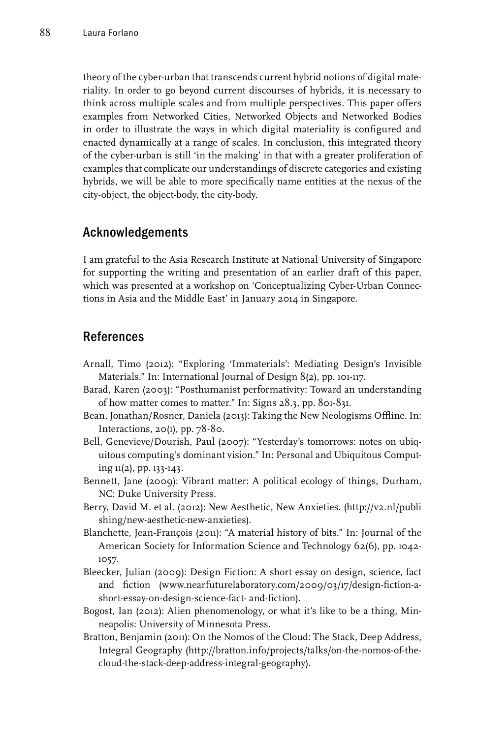theory of the cyber-urban that transcends current hybrid notions of digital materiality. In order to go beyond current discourses of hybrids, it is necessary to think across multiple scales and from multiple perspectives. This paper offers examples from Networked Cities, Networked Objects and Networked Bodies in order to illustrate the ways in which digital materiality is configured and enacted dynamically at a range of scales. In conclusion, this integrated theory of the cyber-urban is still 'in the making' in that with a greater proliferation of examples that complicate our understandings of discrete categories and existing hybrids, we will be able to more specifically name entities at the nexus of the city-object, the object-body, the city-body.

## Acknowledgements

I am grateful to the Asia Research Institute at National University of Singapore for supporting the writing and presentation of an earlier draft of this paper, which was presented at a workshop on 'Conceptualizing Cyber-Urban Connections in Asia and the Middle East' in January 2014 in Singapore.

## References

Arnall, Timo (2012): "Exploring 'Immaterials': Mediating Design's Invisible Materials." In: International Journal of Design 8(2), pp. 101-117.

Barad, Karen (2003): "Posthumanist performativity: Toward an understanding of how matter comes to matter." In: Signs 28.3, pp. 801-831.

Bean, Jonathan/Rosner, Daniela (2013): Taking the New Neologisms Offline. In: Interactions, 20(1), pp. 78-80.

Bell, Genevieve/Dourish, Paul (2007): "Yesterday's tomorrows: notes on ubiquitous computing's dominant vision." In: Personal and Ubiquitous Computing 11(2), pp. 133-143.

Bennett, Jane (2009): Vibrant matter: A political ecology of things, Durham, NC: Duke University Press.

Berry, David M. et al. (2012): New Aesthetic, New Anxieties. (http://v2.nl/publishing/new-aesthetic-new-anxieties).

Blanchette, Jean-François (2011): "A material history of bits." In: Journal of the American Society for Information Science and Technology 62(6), pp. 1042-1057.

Bleecker, Julian (2009): Design Fiction: A short essay on design, science, fact and fiction (www.nearfuturelaboratory.com/2009/03/17/design-fiction-a-short-essay-on-design-science-fact- and-fiction).

Bogost, Ian (2012): Alien phenomenology, or what it's like to be a thing, Minneapolis: University of Minnesota Press.

Bratton, Benjamin (2011): On the Nomos of the Cloud: The Stack, Deep Address, Integral Geography (http://bratton.info/projects/talks/on-the-nomos-of-the-cloud-the-stack-deep-address-integral-geography).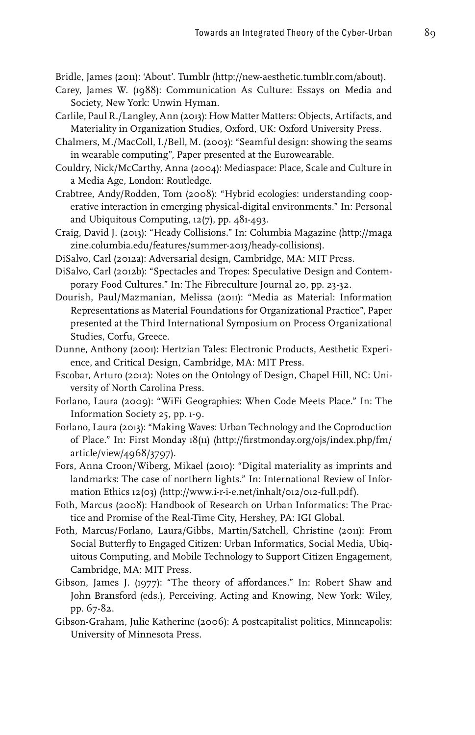Bridle, James (2011): 'About'. Tumblr (http://new-aesthetic.tumblr.com/about).

Carey, James W. (1988): Communication As Culture: Essays on Media and Society, New York: Unwin Hyman.

Carlile, Paul R./Langley, Ann (2013): How Matter Matters: Objects, Artifacts, and Materiality in Organization Studies, Oxford, UK: Oxford University Press.

Chalmers, M./MacColl, I./Bell, M. (2003): "Seamful design: showing the seams in wearable computing", Paper presented at the Eurowearable.

Couldry, Nick/McCarthy, Anna (2004): Mediaspace: Place, Scale and Culture in a Media Age, London: Routledge.

Crabtree, Andy/Rodden, Tom (2008): "Hybrid ecologies: understanding cooperative interaction in emerging physical-digital environments." In: Personal and Ubiquitous Computing, 12(7), pp. 481-493.

Craig, David J. (2013): "Heady Collisions." In: Columbia Magazine (http://magazine.columbia.edu/features/summer-2013/heady-collisions).

DiSalvo, Carl (2012a): Adversarial design, Cambridge, MA: MIT Press.

DiSalvo, Carl (2012b): "Spectacles and Tropes: Speculative Design and Contemporary Food Cultures." In: The Fibreculture Journal 20, pp. 23-32.

Dourish, Paul/Mazmanian, Melissa (2011): "Media as Material: Information Representations as Material Foundations for Organizational Practice", Paper presented at the Third International Symposium on Process Organizational Studies, Corfu, Greece.

Dunne, Anthony (2001): Hertzian Tales: Electronic Products, Aesthetic Experience, and Critical Design, Cambridge, MA: MIT Press.

Escobar, Arturo (2012): Notes on the Ontology of Design, Chapel Hill, NC: University of North Carolina Press.

Forlano, Laura (2009): "WiFi Geographies: When Code Meets Place." In: The Information Society 25, pp. 1-9.

Forlano, Laura (2013): "Making Waves: Urban Technology and the Coproduction of Place." In: First Monday 18(11) (http://firstmonday.org/ojs/index.php/fm/article/view/4968/3797).

Fors, Anna Croon/Wiberg, Mikael (2010): "Digital materiality as imprints and landmarks: The case of northern lights." In: International Review of Information Ethics 12(03) (http://www.i-r-i-e.net/inhalt/012/012-full.pdf).

Foth, Marcus (2008): Handbook of Research on Urban Informatics: The Practice and Promise of the Real-Time City, Hershey, PA: IGI Global.

Foth, Marcus/Forlano, Laura/Gibbs, Martin/Satchell, Christine (2011): From Social Butterfly to Engaged Citizen: Urban Informatics, Social Media, Ubiquitous Computing, and Mobile Technology to Support Citizen Engagement, Cambridge, MA: MIT Press.

Gibson, James J. (1977): "The theory of affordances." In: Robert Shaw and John Bransford (eds.), Perceiving, Acting and Knowing, New York: Wiley, pp. 67-82.

Gibson-Graham, Julie Katherine (2006): A postcapitalist politics, Minneapolis: University of Minnesota Press.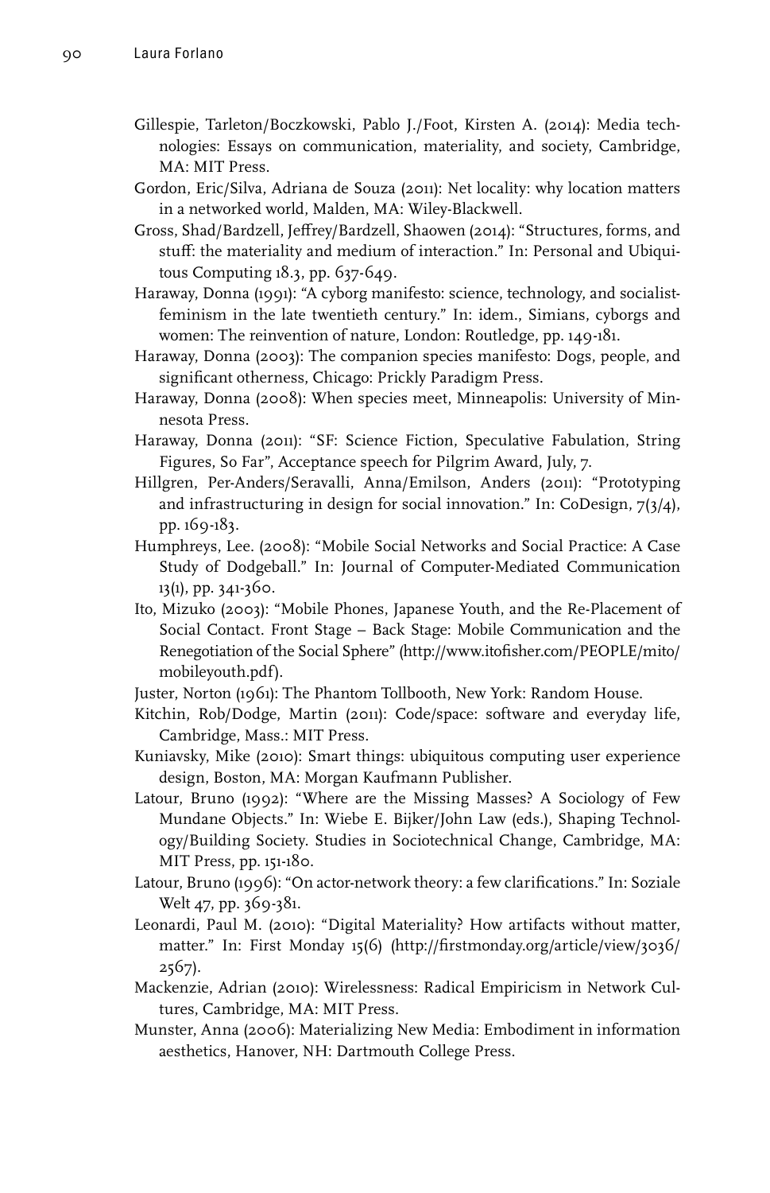Gillespie, Tarleton/Boczkowski, Pablo J./Foot, Kirsten A. (2014): Media technologies: Essays on communication, materiality, and society, Cambridge, MA: MIT Press.

Gordon, Eric/Silva, Adriana de Souza (2011): Net locality: why location matters in a networked world, Malden, MA: Wiley-Blackwell.

Gross, Shad/Bardzell, Jeffrey/Bardzell, Shaowen (2014): "Structures, forms, and stuff: the materiality and medium of interaction." In: Personal and Ubiquitous Computing 18.3, pp. 637-649.

Haraway, Donna (1991): "A cyborg manifesto: science, technology, and socialist-feminism in the late twentieth century." In: idem., Simians, cyborgs and women: The reinvention of nature, London: Routledge, pp. 149-181.

Haraway, Donna (2003): The companion species manifesto: Dogs, people, and significant otherness, Chicago: Prickly Paradigm Press.

Haraway, Donna (2008): When species meet, Minneapolis: University of Minnesota Press.

Haraway, Donna (2011): "SF: Science Fiction, Speculative Fabulation, String Figures, So Far", Acceptance speech for Pilgrim Award, July, 7.

Hillgren, Per-Anders/Seravalli, Anna/Emilson, Anders (2011): "Prototyping and infrastructuring in design for social innovation." In: CoDesign, 7(3/4), pp. 169-183.

Humphreys, Lee. (2008): "Mobile Social Networks and Social Practice: A Case Study of Dodgeball." In: Journal of Computer-Mediated Communication 13(1), pp. 341-360.

Ito, Mizuko (2003): "Mobile Phones, Japanese Youth, and the Re-Placement of Social Contact. Front Stage – Back Stage: Mobile Communication and the Renegotiation of the Social Sphere" (http://www.itofisher.com/PEOPLE/mito/mobileyouth.pdf).

Juster, Norton (1961): The Phantom Tollbooth, New York: Random House.

Kitchin, Rob/Dodge, Martin (2011): Code/space: software and everyday life, Cambridge, Mass.: MIT Press.

Kuniavsky, Mike (2010): Smart things: ubiquitous computing user experience design, Boston, MA: Morgan Kaufmann Publisher.

Latour, Bruno (1992): "Where are the Missing Masses? A Sociology of Few Mundane Objects." In: Wiebe E. Bijker/John Law (eds.), Shaping Technology/Building Society. Studies in Sociotechnical Change, Cambridge, MA: MIT Press, pp. 151-180.

Latour, Bruno (1996): "On actor-network theory: a few clarifications." In: Soziale Welt 47, pp. 369-381.

Leonardi, Paul M. (2010): "Digital Materiality? How artifacts without matter, matter." In: First Monday 15(6) (http://firstmonday.org/article/view/3036/2567).

Mackenzie, Adrian (2010): Wirelessness: Radical Empiricism in Network Cultures, Cambridge, MA: MIT Press.

Munster, Anna (2006): Materializing New Media: Embodiment in information aesthetics, Hanover, NH: Dartmouth College Press.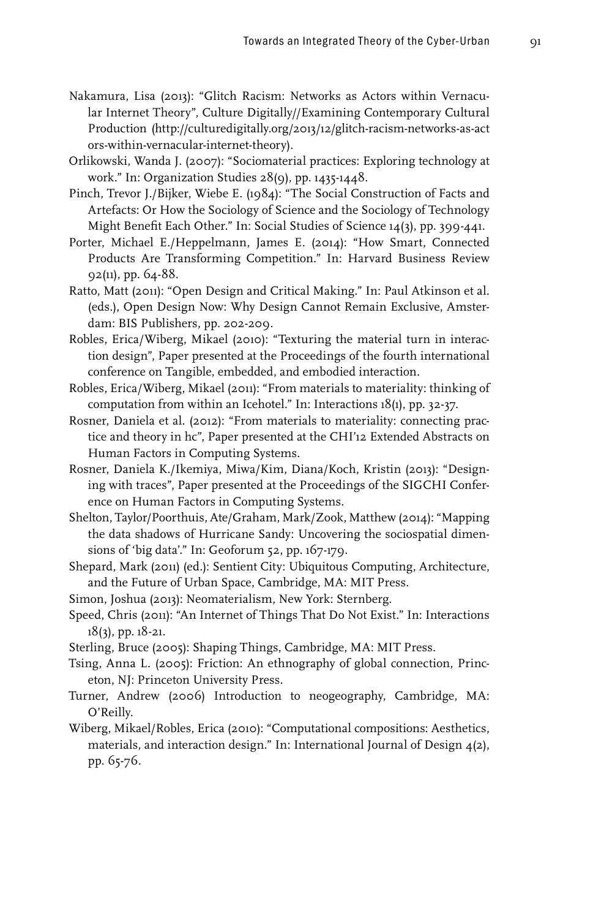Nakamura, Lisa (2013): "Glitch Racism: Networks as Actors within Vernacular Internet Theory", Culture Digitally//Examining Contemporary Cultural Production (http://culturedigitally.org/2013/12/glitch-racism-networks-as-actors-within-vernacular-internet-theory).

Orlikowski, Wanda J. (2007): "Sociomaterial practices: Exploring technology at work." In: Organization Studies 28(9), pp. 1435-1448.

Pinch, Trevor J./Bijker, Wiebe E. (1984): "The Social Construction of Facts and Artefacts: Or How the Sociology of Science and the Sociology of Technology Might Benefit Each Other." In: Social Studies of Science 14(3), pp. 399-441.

Porter, Michael E./Heppelmann, James E. (2014): "How Smart, Connected Products Are Transforming Competition." In: Harvard Business Review 92(11), pp. 64-88.

Ratto, Matt (2011): "Open Design and Critical Making." In: Paul Atkinson et al. (eds.), Open Design Now: Why Design Cannot Remain Exclusive, Amsterdam: BIS Publishers, pp. 202-209.

Robles, Erica/Wiberg, Mikael (2010): "Texturing the material turn in interaction design", Paper presented at the Proceedings of the fourth international conference on Tangible, embedded, and embodied interaction.

Robles, Erica/Wiberg, Mikael (2011): "From materials to materiality: thinking of computation from within an Icehotel." In: Interactions 18(1), pp. 32-37.

Rosner, Daniela et al. (2012): "From materials to materiality: connecting practice and theory in hc", Paper presented at the CHI'12 Extended Abstracts on Human Factors in Computing Systems.

Rosner, Daniela K./Ikemiya, Miwa/Kim, Diana/Koch, Kristin (2013): "Designing with traces", Paper presented at the Proceedings of the SIGCHI Conference on Human Factors in Computing Systems.

Shelton, Taylor/Poorthuis, Ate/Graham, Mark/Zook, Matthew (2014): "Mapping the data shadows of Hurricane Sandy: Uncovering the sociospatial dimensions of 'big data'." In: Geoforum 52, pp. 167-179.

Shepard, Mark (2011) (ed.): Sentient City: Ubiquitous Computing, Architecture, and the Future of Urban Space, Cambridge, MA: MIT Press.

Simon, Joshua (2013): Neomaterialism, New York: Sternberg.

Speed, Chris (2011): "An Internet of Things That Do Not Exist." In: Interactions 18(3), pp. 18-21.

Sterling, Bruce (2005): Shaping Things, Cambridge, MA: MIT Press.

Tsing, Anna L. (2005): Friction: An ethnography of global connection, Princeton, NJ: Princeton University Press.

Turner, Andrew (2006) Introduction to neogeography, Cambridge, MA: O'Reilly.

Wiberg, Mikael/Robles, Erica (2010): "Computational compositions: Aesthetics, materials, and interaction design." In: International Journal of Design 4(2), pp. 65-76.